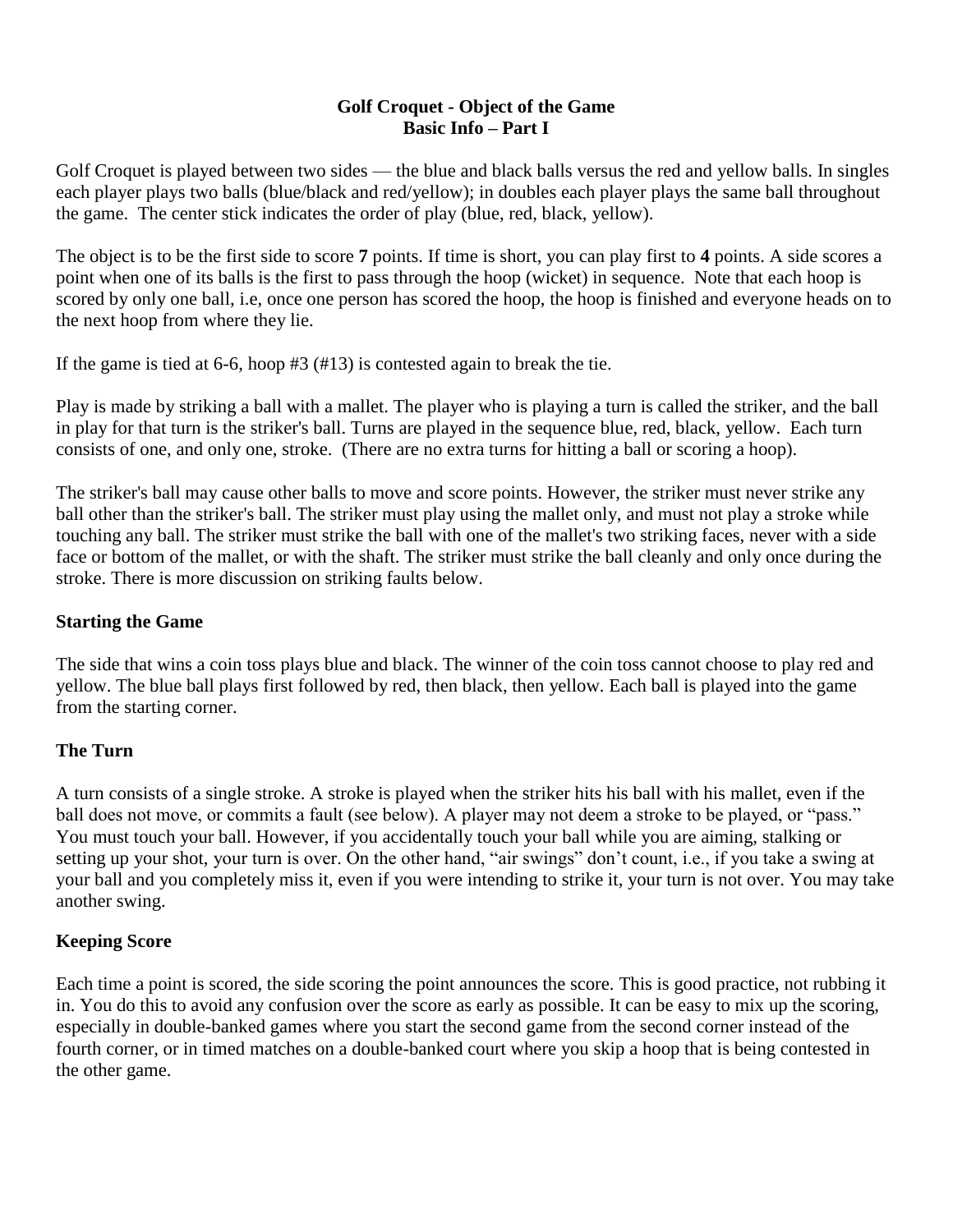# Golf Croquet - Object of the Game
## Basic Info – Part I

Golf Croquet is played between two sides — the blue and black balls versus the red and yellow balls. In singles each player plays two balls (blue/black and red/yellow); in doubles each player plays the same ball throughout the game. The center stick indicates the order of play (blue, red, black, yellow).

The object is to be the first side to score **7** points. If time is short, you can play first to **4** points. A side scores a point when one of its balls is the first to pass through the hoop (wicket) in sequence. Note that each hoop is scored by only one ball, i.e, once one person has scored the hoop, the hoop is finished and everyone heads on to the next hoop from where they lie.

If the game is tied at 6-6, hoop #3 (#13) is contested again to break the tie.

Play is made by striking a ball with a mallet. The player who is playing a turn is called the striker, and the ball in play for that turn is the striker's ball. Turns are played in the sequence blue, red, black, yellow. Each turn consists of one, and only one, stroke. (There are no extra turns for hitting a ball or scoring a hoop).

The striker's ball may cause other balls to move and score points. However, the striker must never strike any ball other than the striker's ball. The striker must play using the mallet only, and must not play a stroke while touching any ball. The striker must strike the ball with one of the mallet's two striking faces, never with a side face or bottom of the mallet, or with the shaft. The striker must strike the ball cleanly and only once during the stroke. There is more discussion on striking faults below.

### Starting the Game

The side that wins a coin toss plays blue and black. The winner of the coin toss cannot choose to play red and yellow. The blue ball plays first followed by red, then black, then yellow. Each ball is played into the game from the starting corner.

### The Turn

A turn consists of a single stroke. A stroke is played when the striker hits his ball with his mallet, even if the ball does not move, or commits a fault (see below). A player may not deem a stroke to be played, or "pass." You must touch your ball. However, if you accidentally touch your ball while you are aiming, stalking or setting up your shot, your turn is over. On the other hand, "air swings" don't count, i.e., if you take a swing at your ball and you completely miss it, even if you were intending to strike it, your turn is not over. You may take another swing.

### Keeping Score

Each time a point is scored, the side scoring the point announces the score. This is good practice, not rubbing it in. You do this to avoid any confusion over the score as early as possible. It can be easy to mix up the scoring, especially in double-banked games where you start the second game from the second corner instead of the fourth corner, or in timed matches on a double-banked court where you skip a hoop that is being contested in the other game.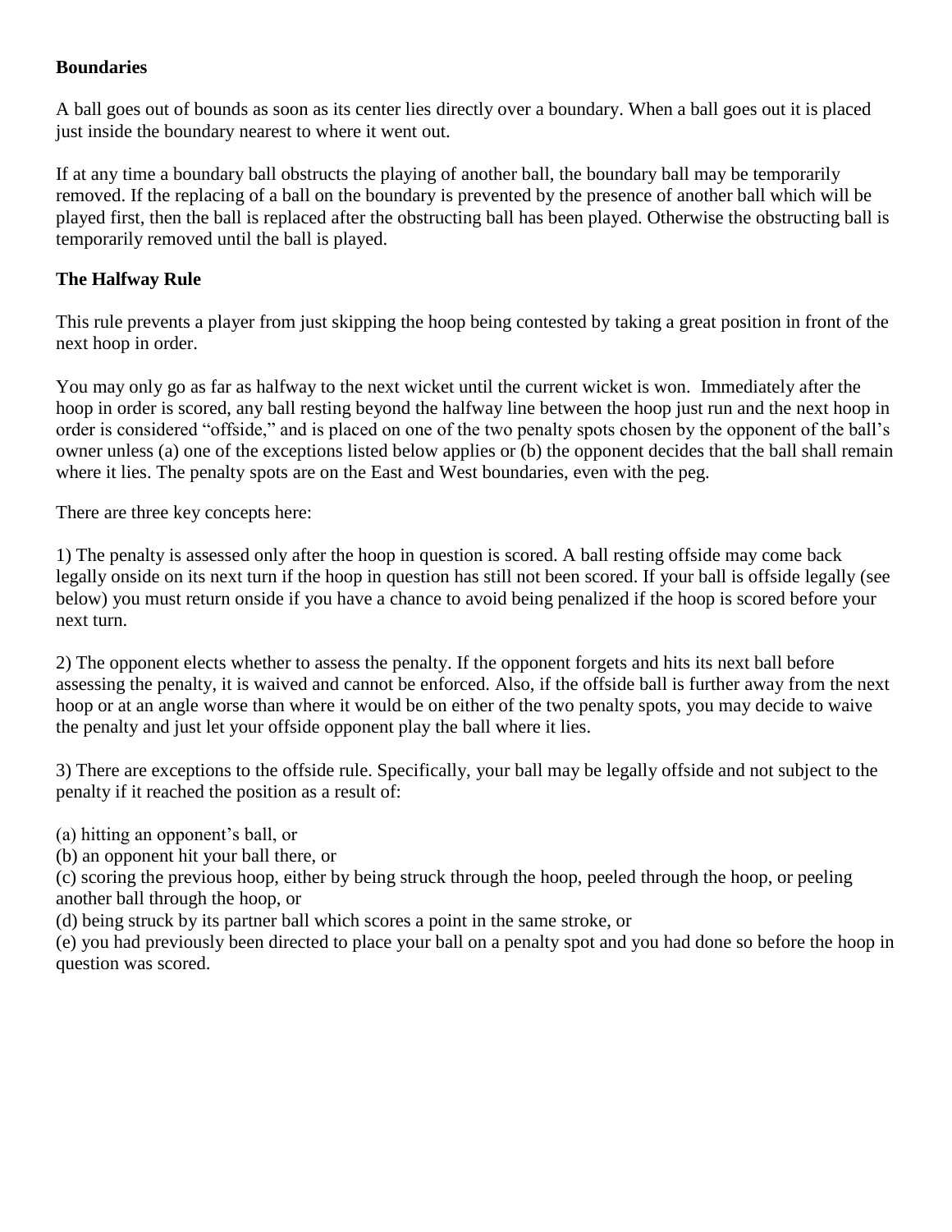**Boundaries**

A ball goes out of bounds as soon as its center lies directly over a boundary. When a ball goes out it is placed just inside the boundary nearest to where it went out.

If at any time a boundary ball obstructs the playing of another ball, the boundary ball may be temporarily removed. If the replacing of a ball on the boundary is prevented by the presence of another ball which will be played first, then the ball is replaced after the obstructing ball has been played. Otherwise the obstructing ball is temporarily removed until the ball is played.

**The Halfway Rule**

This rule prevents a player from just skipping the hoop being contested by taking a great position in front of the next hoop in order.

You may only go as far as halfway to the next wicket until the current wicket is won. Immediately after the hoop in order is scored, any ball resting beyond the halfway line between the hoop just run and the next hoop in order is considered "offside," and is placed on one of the two penalty spots chosen by the opponent of the ball's owner unless (a) one of the exceptions listed below applies or (b) the opponent decides that the ball shall remain where it lies. The penalty spots are on the East and West boundaries, even with the peg.

There are three key concepts here:

1) The penalty is assessed only after the hoop in question is scored. A ball resting offside may come back legally onside on its next turn if the hoop in question has still not been scored. If your ball is offside legally (see below) you must return onside if you have a chance to avoid being penalized if the hoop is scored before your next turn.

2) The opponent elects whether to assess the penalty. If the opponent forgets and hits its next ball before assessing the penalty, it is waived and cannot be enforced. Also, if the offside ball is further away from the next hoop or at an angle worse than where it would be on either of the two penalty spots, you may decide to waive the penalty and just let your offside opponent play the ball where it lies.

3) There are exceptions to the offside rule. Specifically, your ball may be legally offside and not subject to the penalty if it reached the position as a result of:

(a) hitting an opponent's ball, or
(b) an opponent hit your ball there, or
(c) scoring the previous hoop, either by being struck through the hoop, peeled through the hoop, or peeling another ball through the hoop, or
(d) being struck by its partner ball which scores a point in the same stroke, or
(e) you had previously been directed to place your ball on a penalty spot and you had done so before the hoop in question was scored.